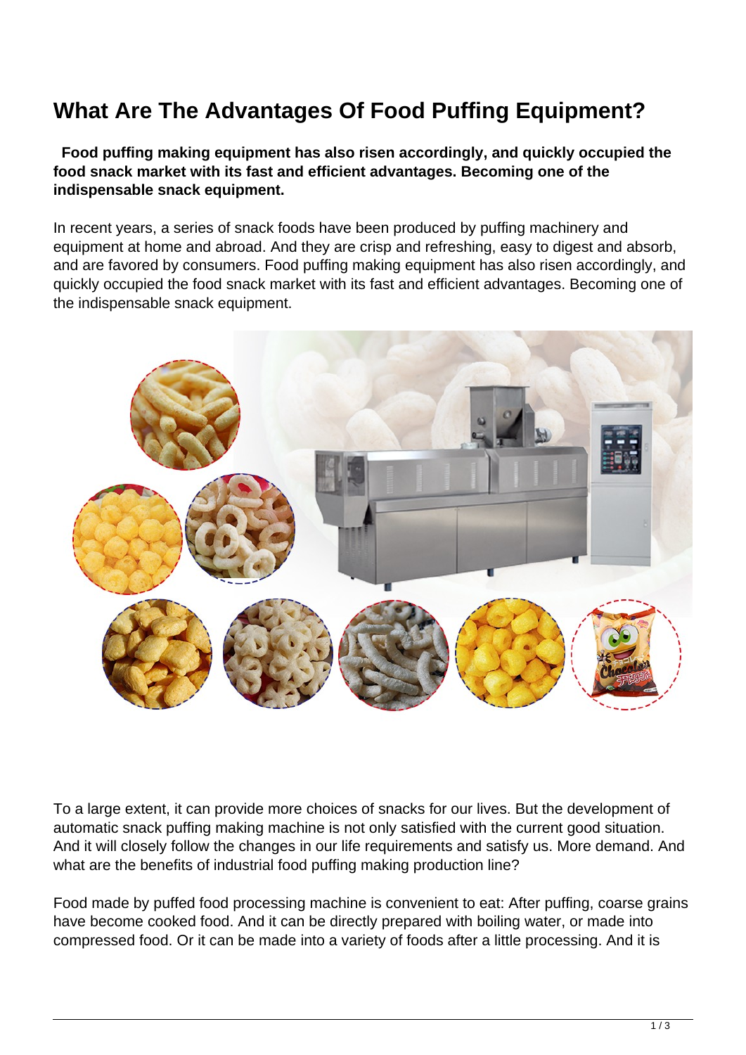# What Are The Advantages Of Food Puffing Equipment?

**Food puffing making equipment has also risen accordingly, and quickly occupied the food snack market with its fast and efficient advantages. Becoming one of the indispensable snack equipment.**

In recent years, a series of snack foods have been produced by puffing machinery and equipment at home and abroad. And they are crisp and refreshing, easy to digest and absorb, and are favored by consumers. Food puffing making equipment has also risen accordingly, and quickly occupied the food snack market with its fast and efficient advantages. Becoming one of the indispensable snack equipment.

To a large extent, it can provide more choices of snacks for our lives. But the development of automatic snack puffing making machine is not only satisfied with the current good situation. And it will closely follow the changes in our life requirements and satisfy us. More demand. And what are the benefits of industrial food puffing making production line?

Food made by puffed food processing machine is convenient to eat: After puffing, coarse grains have become cooked food. And it can be directly prepared with boiling water, or made into compressed food. Or it can be made into a variety of foods after a little processing. And it is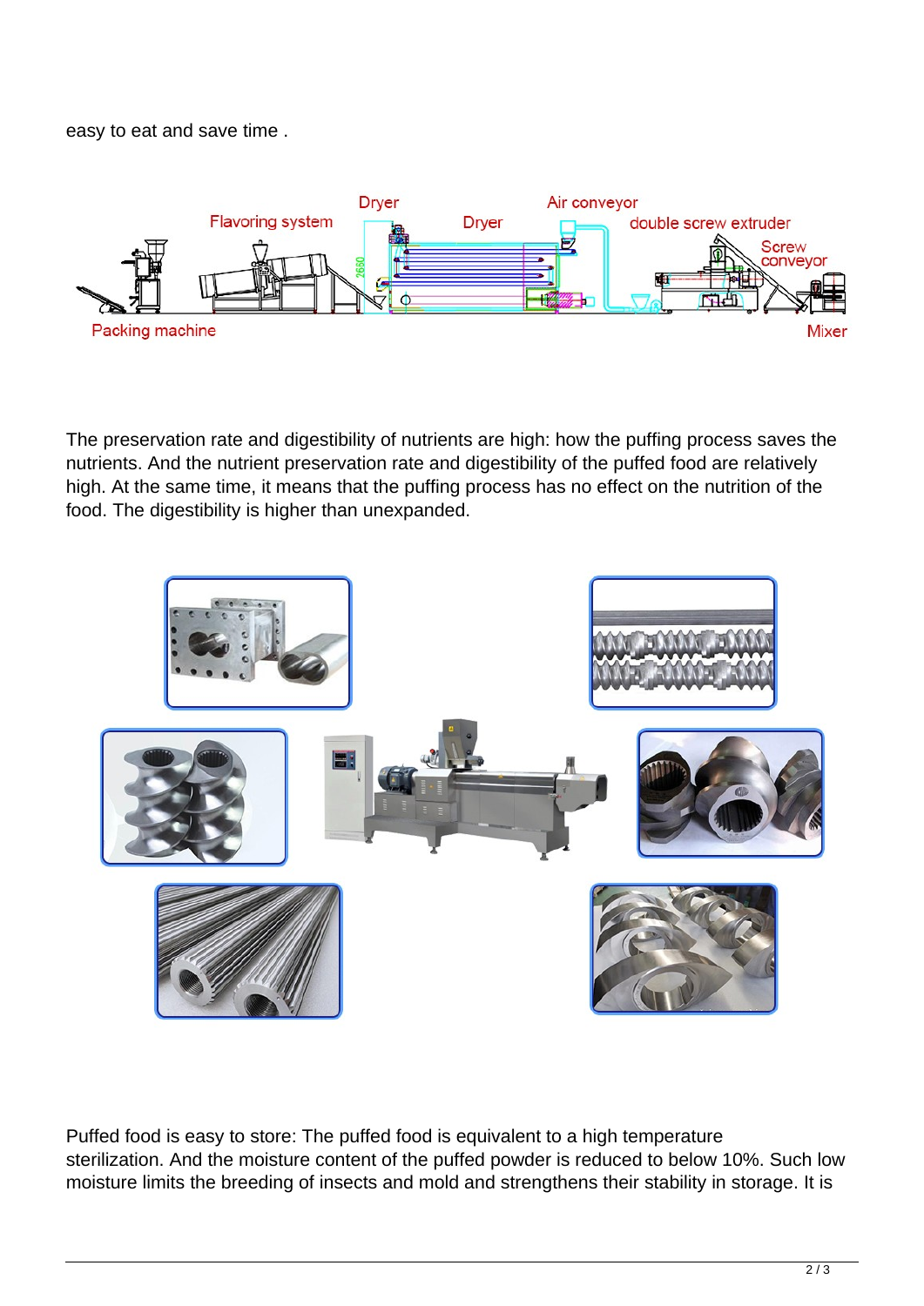easy to eat and save time .

The preservation rate and digestibility of nutrients are high: how the puffing process saves the nutrients. And the nutrient preservation rate and digestibility of the puffed food are relatively high. At the same time, it means that the puffing process has no effect on the nutrition of the food. The digestibility is higher than unexpanded.

Puffed food is easy to store: The puffed food is equivalent to a high temperature sterilization. And the moisture content of the puffed powder is reduced to below 10%. Such low moisture limits the breeding of insects and mold and strengthens their stability in storage. It is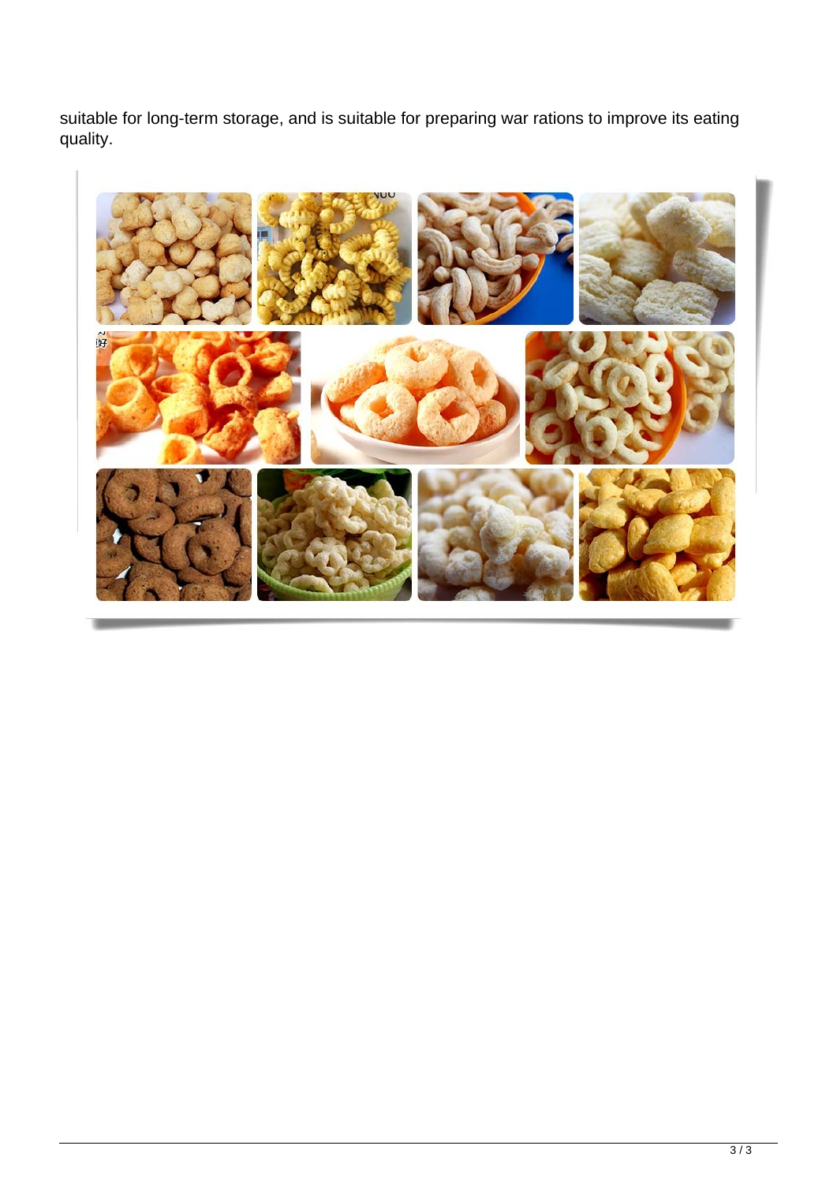suitable for long-term storage, and is suitable for preparing war rations to improve its eating quality.